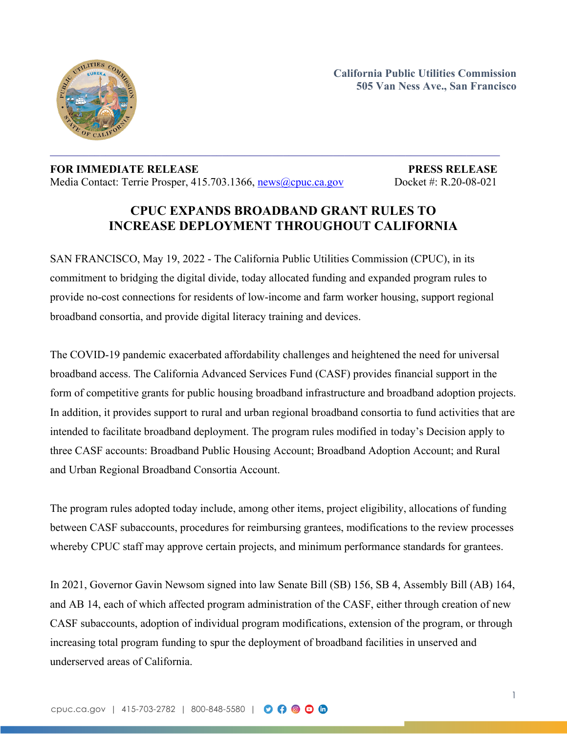California Public Utilities Commission
505 Van Ness Ave., San Francisco

**FOR IMMEDIATE RELEASE** **PRESS RELEASE**
Media Contact: Terrie Prosper, 415.703.1366, news@cpuc.ca.gov Docket #: R.20-08-021

# CPUC EXPANDS BROADBAND GRANT RULES TO INCREASE DEPLOYMENT THROUGHOUT CALIFORNIA

SAN FRANCISCO, May 19, 2022 - The California Public Utilities Commission (CPUC), in its commitment to bridging the digital divide, today allocated funding and expanded program rules to provide no-cost connections for residents of low-income and farm worker housing, support regional broadband consortia, and provide digital literacy training and devices.

The COVID-19 pandemic exacerbated affordability challenges and heightened the need for universal broadband access. The California Advanced Services Fund (CASF) provides financial support in the form of competitive grants for public housing broadband infrastructure and broadband adoption projects. In addition, it provides support to rural and urban regional broadband consortia to fund activities that are intended to facilitate broadband deployment. The program rules modified in today's Decision apply to three CASF accounts: Broadband Public Housing Account; Broadband Adoption Account; and Rural and Urban Regional Broadband Consortia Account.

The program rules adopted today include, among other items, project eligibility, allocations of funding between CASF subaccounts, procedures for reimbursing grantees, modifications to the review processes whereby CPUC staff may approve certain projects, and minimum performance standards for grantees.

In 2021, Governor Gavin Newsom signed into law Senate Bill (SB) 156, SB 4, Assembly Bill (AB) 164, and AB 14, each of which affected program administration of the CASF, either through creation of new CASF subaccounts, adoption of individual program modifications, extension of the program, or through increasing total program funding to spur the deployment of broadband facilities in unserved and underserved areas of California.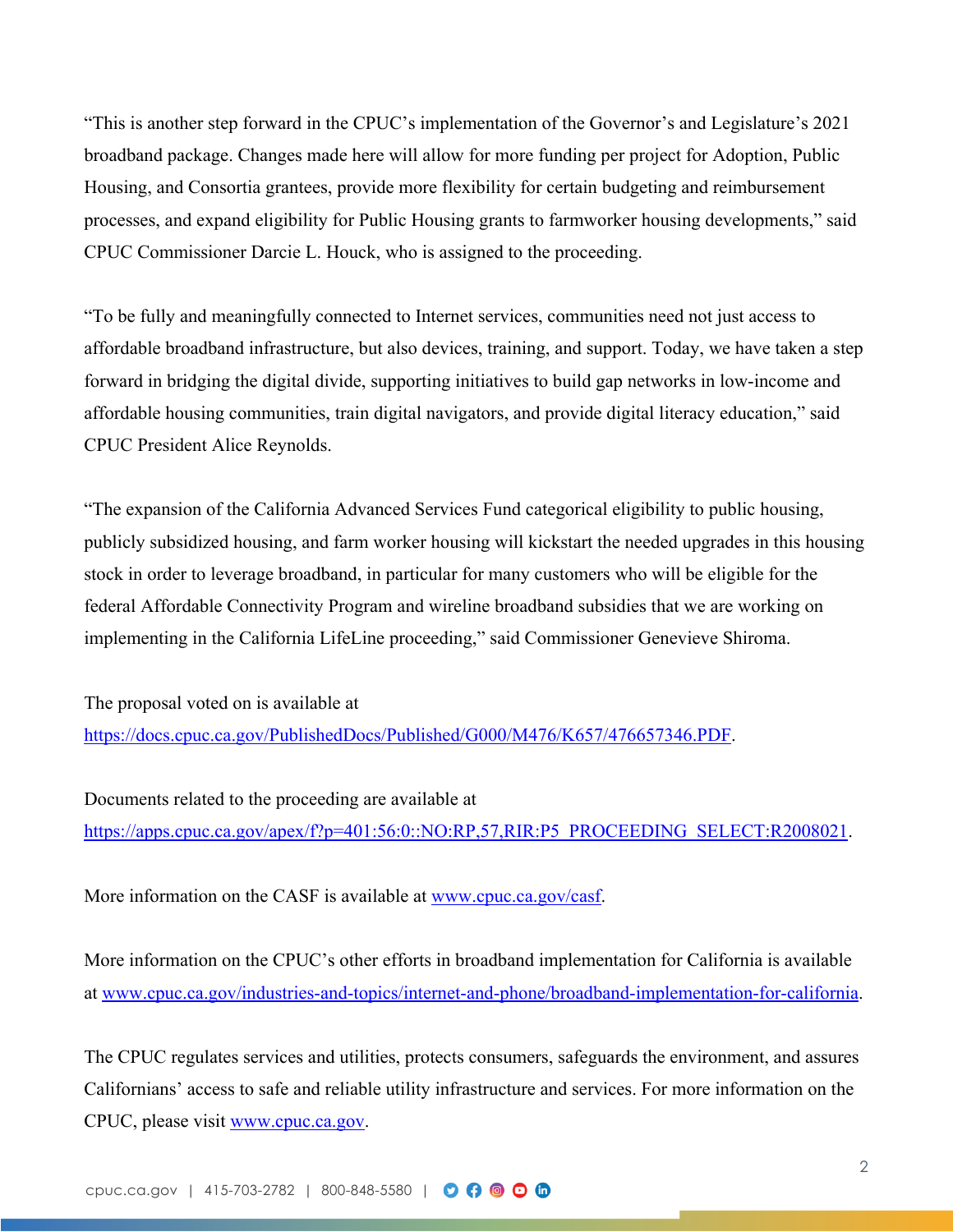"This is another step forward in the CPUC's implementation of the Governor's and Legislature's 2021 broadband package. Changes made here will allow for more funding per project for Adoption, Public Housing, and Consortia grantees, provide more flexibility for certain budgeting and reimbursement processes, and expand eligibility for Public Housing grants to farmworker housing developments," said CPUC Commissioner Darcie L. Houck, who is assigned to the proceeding.

"To be fully and meaningfully connected to Internet services, communities need not just access to affordable broadband infrastructure, but also devices, training, and support. Today, we have taken a step forward in bridging the digital divide, supporting initiatives to build gap networks in low-income and affordable housing communities, train digital navigators, and provide digital literacy education," said CPUC President Alice Reynolds.

"The expansion of the California Advanced Services Fund categorical eligibility to public housing, publicly subsidized housing, and farm worker housing will kickstart the needed upgrades in this housing stock in order to leverage broadband, in particular for many customers who will be eligible for the federal Affordable Connectivity Program and wireline broadband subsidies that we are working on implementing in the California LifeLine proceeding," said Commissioner Genevieve Shiroma.

The proposal voted on is available at https://docs.cpuc.ca.gov/PublishedDocs/Published/G000/M476/K657/476657346.PDF.

Documents related to the proceeding are available at https://apps.cpuc.ca.gov/apex/f?p=401:56:0::NO:RP,57,RIR:P5_PROCEEDING_SELECT:R2008021.

More information on the CASF is available at www.cpuc.ca.gov/casf.

More information on the CPUC's other efforts in broadband implementation for California is available at www.cpuc.ca.gov/industries-and-topics/internet-and-phone/broadband-implementation-for-california.

The CPUC regulates services and utilities, protects consumers, safeguards the environment, and assures Californians' access to safe and reliable utility infrastructure and services. For more information on the CPUC, please visit www.cpuc.ca.gov.